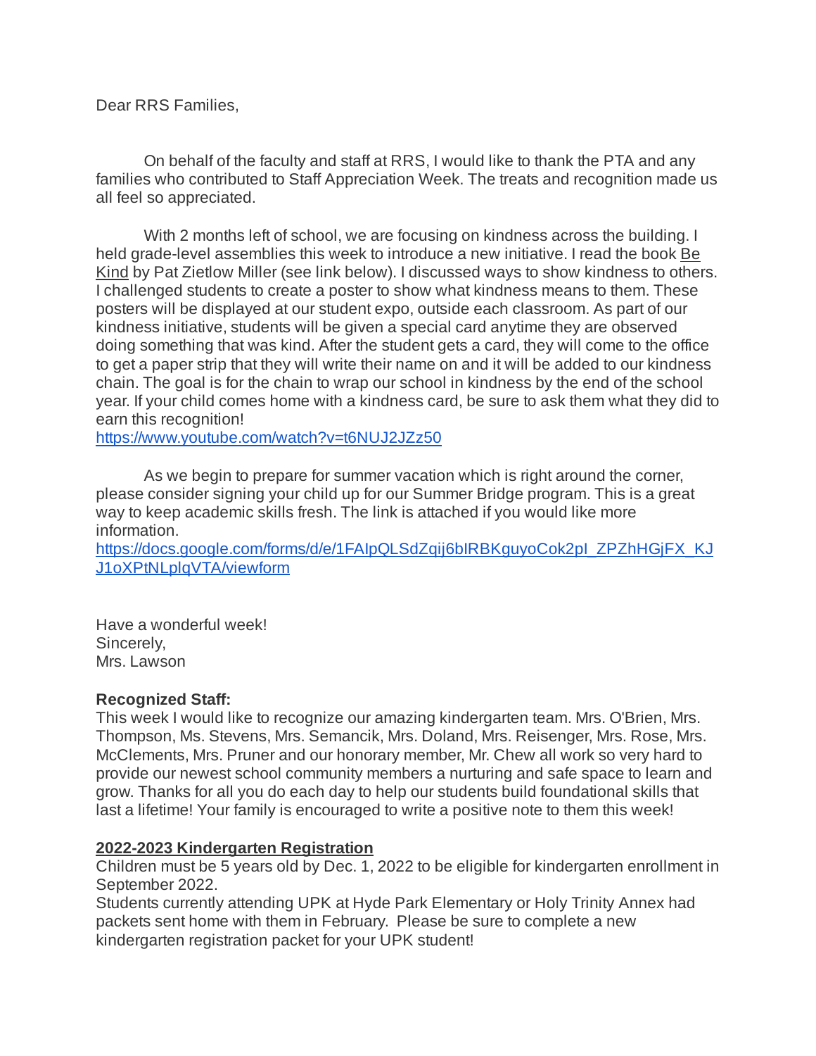Dear RRS Families,

On behalf of the faculty and staff at RRS, I would like to thank the PTA and any families who contributed to Staff Appreciation Week. The treats and recognition made us all feel so appreciated.

With 2 months left of school, we are focusing on kindness across the building. I held grade-level assemblies this week to introduce a new initiative. I read the book Be Kind by Pat Zietlow Miller (see link below). I discussed ways to show kindness to others. I challenged students to create a poster to show what kindness means to them. These posters will be displayed at our student expo, outside each classroom. As part of our kindness initiative, students will be given a special card anytime they are observed doing something that was kind. After the student gets a card, they will come to the office to get a paper strip that they will write their name on and it will be added to our kindness chain. The goal is for the chain to wrap our school in kindness by the end of the school year. If your child comes home with a kindness card, be sure to ask them what they did to earn this recognition!
https://www.youtube.com/watch?v=t6NUJ2JZz50

As we begin to prepare for summer vacation which is right around the corner, please consider signing your child up for our Summer Bridge program. This is a great way to keep academic skills fresh. The link is attached if you would like more information.
https://docs.google.com/forms/d/e/1FAIpQLSdZqij6bIRBKguyoCok2pI_ZPZhHGjFX_KJJ1oXPtNLplqVTA/viewform

Have a wonderful week!
Sincerely,
Mrs. Lawson

**Recognized Staff:**
This week I would like to recognize our amazing kindergarten team. Mrs. O'Brien, Mrs. Thompson, Ms. Stevens, Mrs. Semancik, Mrs. Doland, Mrs. Reisenger, Mrs. Rose, Mrs. McClements, Mrs. Pruner and our honorary member, Mr. Chew all work so very hard to provide our newest school community members a nurturing and safe space to learn and grow. Thanks for all you do each day to help our students build foundational skills that last a lifetime! Your family is encouraged to write a positive note to them this week!

**2022-2023 Kindergarten Registration**
Children must be 5 years old by Dec. 1, 2022 to be eligible for kindergarten enrollment in September 2022.
Students currently attending UPK at Hyde Park Elementary or Holy Trinity Annex had packets sent home with them in February. Please be sure to complete a new kindergarten registration packet for your UPK student!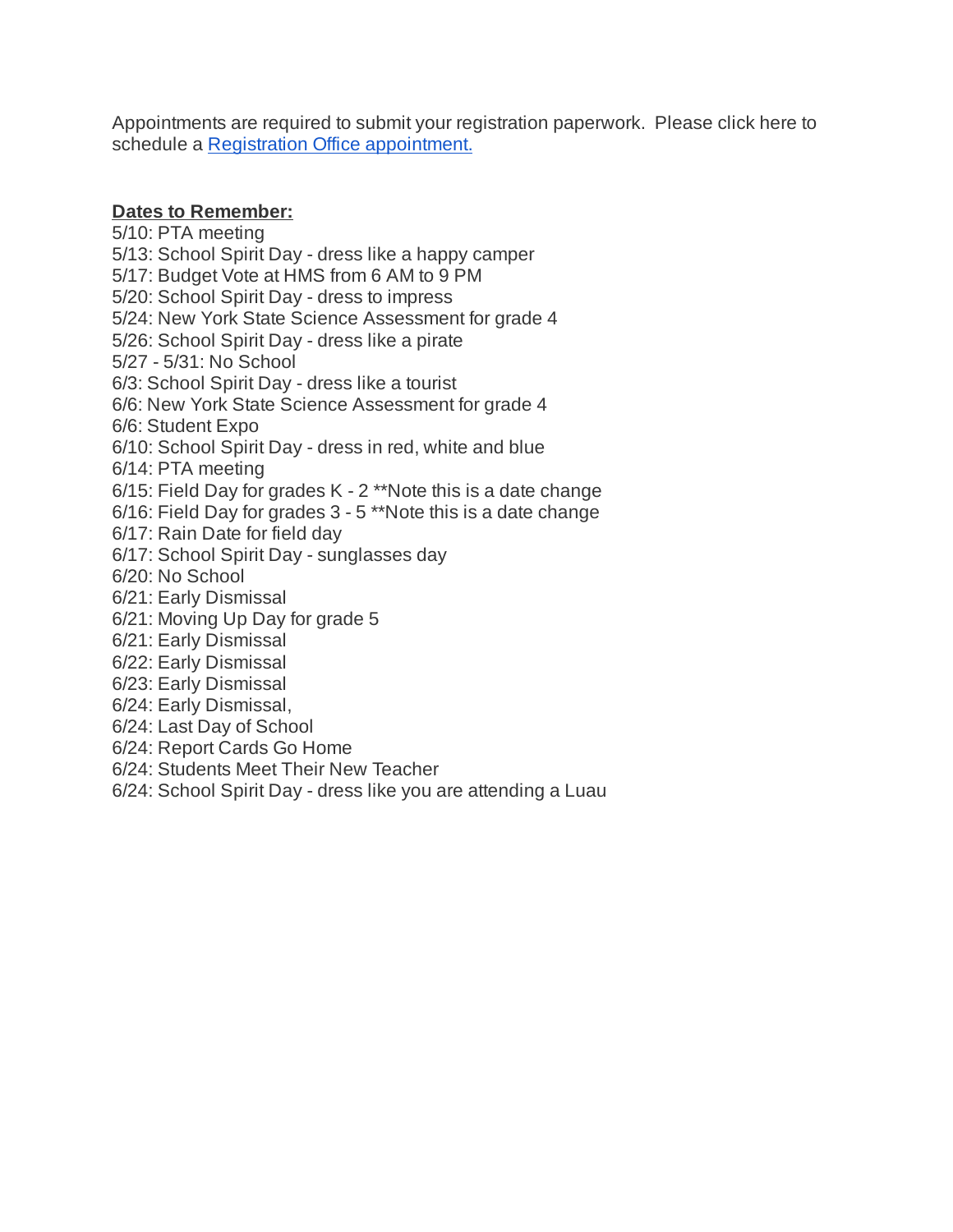Appointments are required to submit your registration paperwork. Please click here to schedule a [Registration Office appointment.]()

**Dates to Remember:**

5/10: PTA meeting
5/13: School Spirit Day - dress like a happy camper
5/17: Budget Vote at HMS from 6 AM to 9 PM
5/20: School Spirit Day - dress to impress
5/24: New York State Science Assessment for grade 4
5/26: School Spirit Day - dress like a pirate
5/27 - 5/31: No School
6/3: School Spirit Day - dress like a tourist
6/6: New York State Science Assessment for grade 4
6/6: Student Expo
6/10: School Spirit Day - dress in red, white and blue
6/14: PTA meeting
6/15: Field Day for grades K - 2 **Note this is a date change
6/16: Field Day for grades 3 - 5 **Note this is a date change
6/17: Rain Date for field day
6/17: School Spirit Day - sunglasses day
6/20: No School
6/21: Early Dismissal
6/21: Moving Up Day for grade 5
6/21: Early Dismissal
6/22: Early Dismissal
6/23: Early Dismissal
6/24: Early Dismissal,
6/24: Last Day of School
6/24: Report Cards Go Home
6/24: Students Meet Their New Teacher
6/24: School Spirit Day - dress like you are attending a Luau